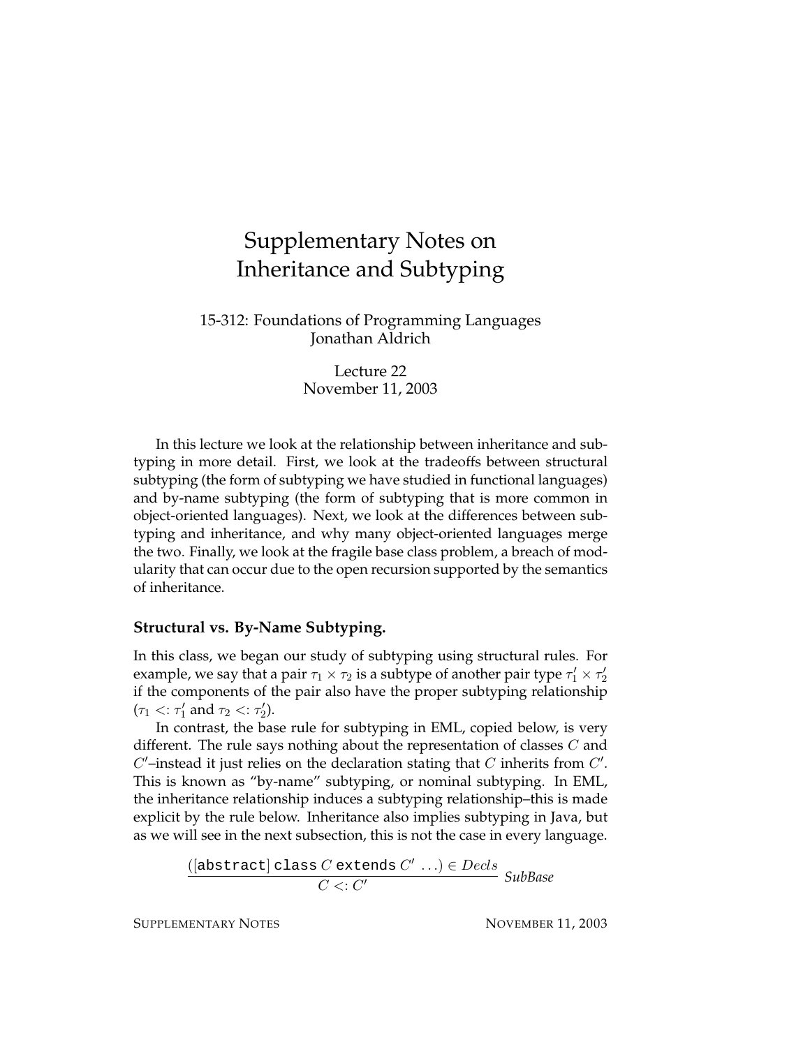# Supplementary Notes on Inheritance and Subtyping

15-312: Foundations of Programming Languages
Jonathan Aldrich

Lecture 22
November 11, 2003

In this lecture we look at the relationship between inheritance and subtyping in more detail. First, we look at the tradeoffs between structural subtyping (the form of subtyping we have studied in functional languages) and by-name subtyping (the form of subtyping that is more common in object-oriented languages). Next, we look at the differences between subtyping and inheritance, and why many object-oriented languages merge the two. Finally, we look at the fragile base class problem, a breach of modularity that can occur due to the open recursion supported by the semantics of inheritance.

## Structural vs. By-Name Subtyping.

In this class, we began our study of subtyping using structural rules. For example, we say that a pair $\tau_1 \times \tau_2$ is a subtype of another pair type $\tau_1' \times \tau_2'$ if the components of the pair also have the proper subtyping relationship ($\tau_1 <: \tau_1'$ and $\tau_2 <: \tau_2'$).

In contrast, the base rule for subtyping in EML, copied below, is very different. The rule says nothing about the representation of classes $C$ and $C'$–instead it just relies on the declaration stating that $C$ inherits from $C'$. This is known as "by-name" subtyping, or nominal subtyping. In EML, the inheritance relationship induces a subtyping relationship–this is made explicit by the rule below. Inheritance also implies subtyping in Java, but as we will see in the next subsection, this is not the case in every language.

$$\frac{([\texttt{abstract}]\ \texttt{class}\ C\ \texttt{extends}\ C'\ \ldots) \in Decls}{C <: C'}\ \textit{SubBase}$$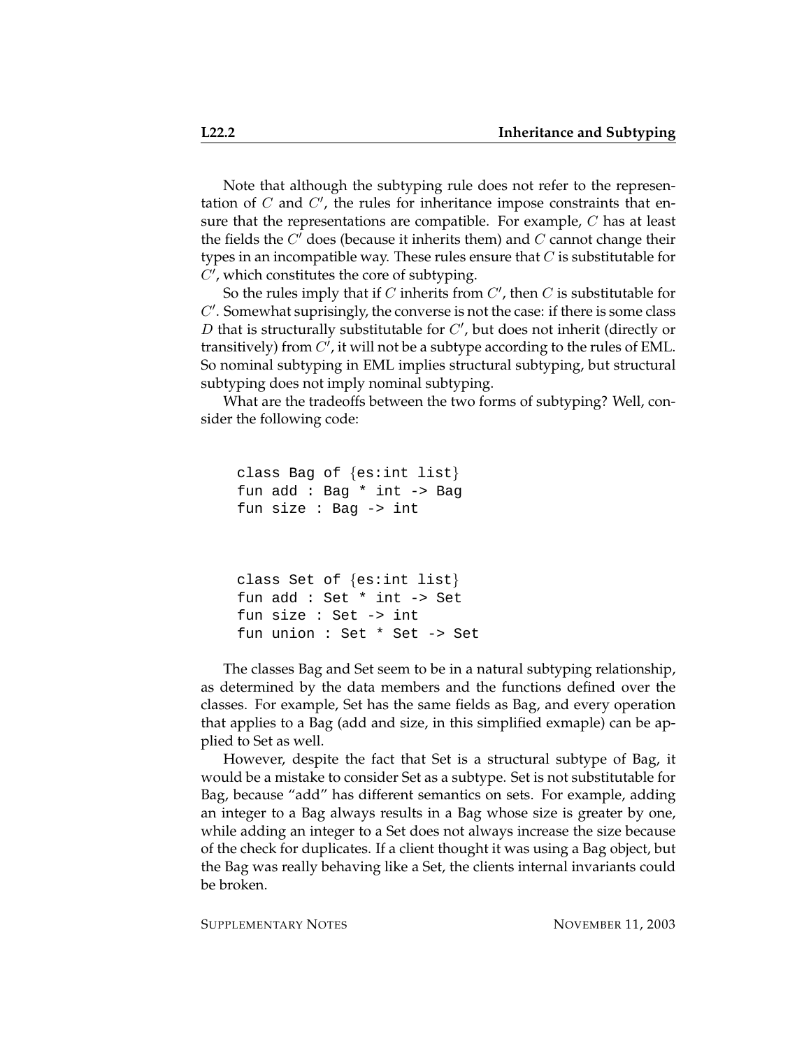Note that although the subtyping rule does not refer to the representation of $C$ and $C'$, the rules for inheritance impose constraints that ensure that the representations are compatible. For example, $C$ has at least the fields the $C'$ does (because it inherits them) and $C$ cannot change their types in an incompatible way. These rules ensure that $C$ is substitutable for $C'$, which constitutes the core of subtyping.

So the rules imply that if $C$ inherits from $C'$, then $C$ is substitutable for $C'$. Somewhat suprisingly, the converse is not the case: if there is some class $D$ that is structurally substitutable for $C'$, but does not inherit (directly or transitively) from $C'$, it will not be a subtype according to the rules of EML. So nominal subtyping in EML implies structural subtyping, but structural subtyping does not imply nominal subtyping.

What are the tradeoffs between the two forms of subtyping? Well, consider the following code:

```
class Bag of {es:int list}
fun add : Bag * int -> Bag
fun size : Bag -> int



class Set of {es:int list}
fun add : Set * int -> Set
fun size : Set -> int
fun union : Set * Set -> Set
```

The classes Bag and Set seem to be in a natural subtyping relationship, as determined by the data members and the functions defined over the classes. For example, Set has the same fields as Bag, and every operation that applies to a Bag (add and size, in this simplified exmaple) can be applied to Set as well.

However, despite the fact that Set is a structural subtype of Bag, it would be a mistake to consider Set as a subtype. Set is not substitutable for Bag, because "add" has different semantics on sets. For example, adding an integer to a Bag always results in a Bag whose size is greater by one, while adding an integer to a Set does not always increase the size because of the check for duplicates. If a client thought it was using a Bag object, but the Bag was really behaving like a Set, the clients internal invariants could be broken.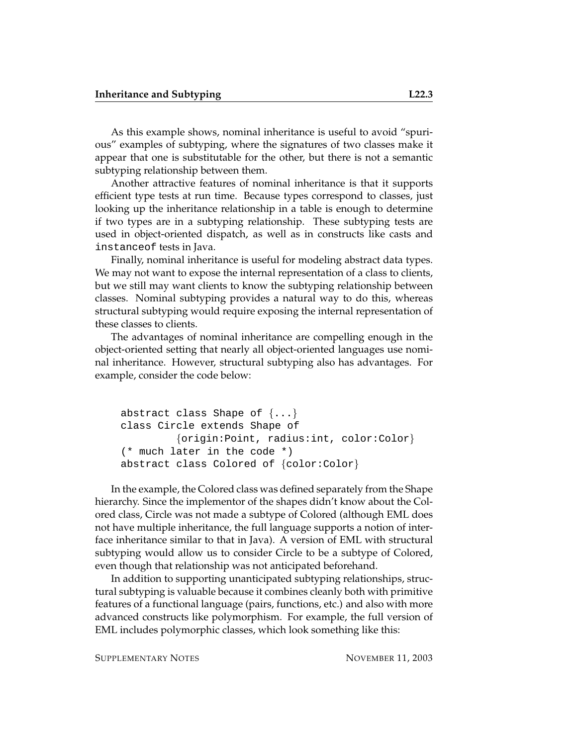As this example shows, nominal inheritance is useful to avoid "spurious" examples of subtyping, where the signatures of two classes make it appear that one is substitutable for the other, but there is not a semantic subtyping relationship between them.

Another attractive features of nominal inheritance is that it supports efficient type tests at run time. Because types correspond to classes, just looking up the inheritance relationship in a table is enough to determine if two types are in a subtyping relationship. These subtyping tests are used in object-oriented dispatch, as well as in constructs like casts and `instanceof` tests in Java.

Finally, nominal inheritance is useful for modeling abstract data types. We may not want to expose the internal representation of a class to clients, but we still may want clients to know the subtyping relationship between classes. Nominal subtyping provides a natural way to do this, whereas structural subtyping would require exposing the internal representation of these classes to clients.

The advantages of nominal inheritance are compelling enough in the object-oriented setting that nearly all object-oriented languages use nominal inheritance. However, structural subtyping also has advantages. For example, consider the code below:

```
abstract class Shape of {...}
class Circle extends Shape of
         {origin:Point, radius:int, color:Color}
(* much later in the code *)
abstract class Colored of {color:Color}
```

In the example, the Colored class was defined separately from the Shape hierarchy. Since the implementor of the shapes didn't know about the Colored class, Circle was not made a subtype of Colored (although EML does not have multiple inheritance, the full language supports a notion of interface inheritance similar to that in Java). A version of EML with structural subtyping would allow us to consider Circle to be a subtype of Colored, even though that relationship was not anticipated beforehand.

In addition to supporting unanticipated subtyping relationships, structural subtyping is valuable because it combines cleanly both with primitive features of a functional language (pairs, functions, etc.) and also with more advanced constructs like polymorphism. For example, the full version of EML includes polymorphic classes, which look something like this: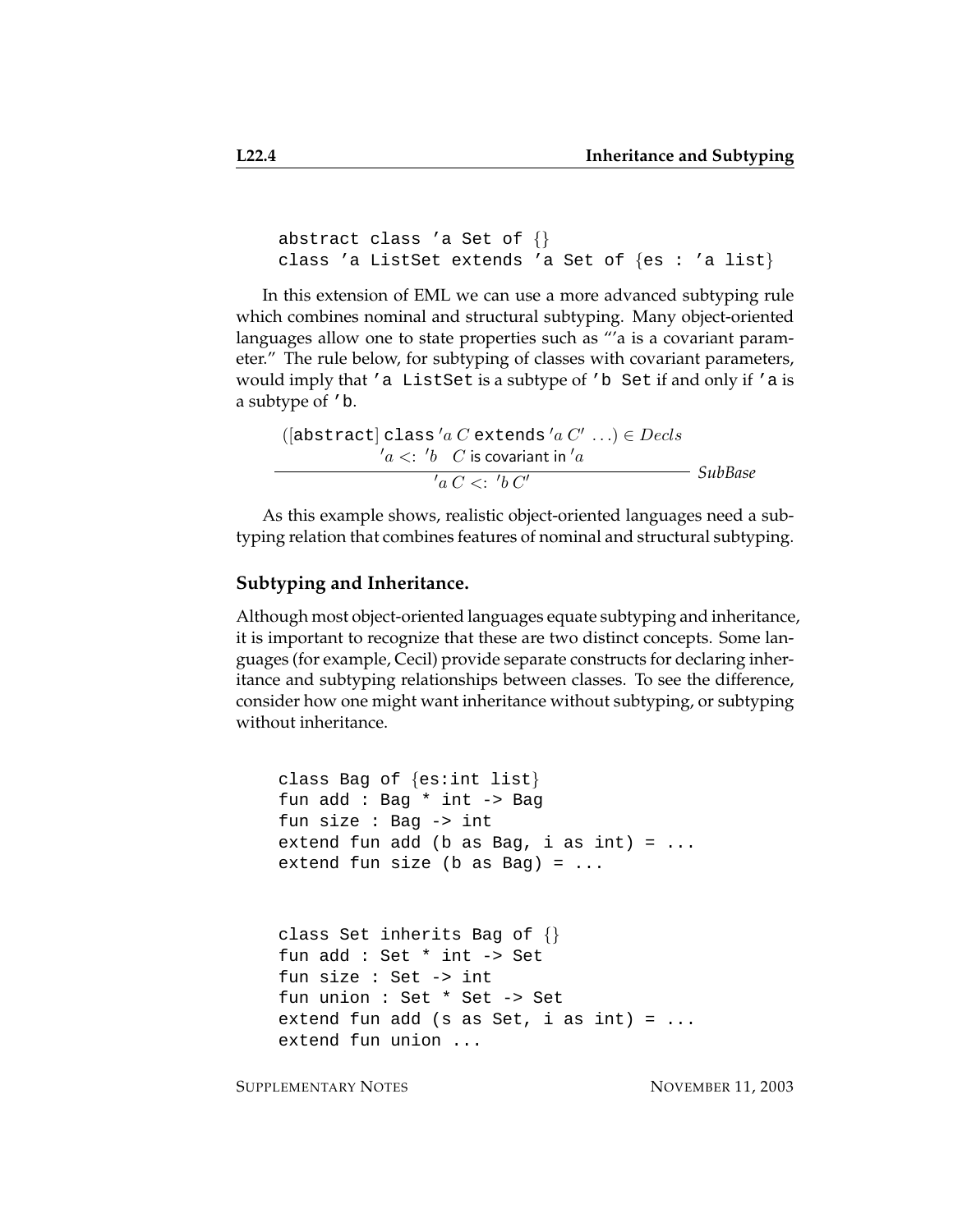```
abstract class 'a Set of {}
class 'a ListSet extends 'a Set of {es : 'a list}
```

In this extension of EML we can use a more advanced subtyping rule which combines nominal and structural subtyping. Many object-oriented languages allow one to state properties such as "'a is a covariant parameter." The rule below, for subtyping of classes with covariant parameters, would imply that `'a ListSet` is a subtype of `'b Set` if and only if `'a` is a subtype of `'b`.

$$\frac{([\texttt{abstract}]\ \texttt{class}\ 'a\ C\ \texttt{extends}\ 'a\ C'\ \ldots) \in Decls \qquad 'a <:\ 'b \quad C \text{ is covariant in } 'a}{'a\ C <:\ 'b\ C'}\ \textit{SubBase}$$

As this example shows, realistic object-oriented languages need a subtyping relation that combines features of nominal and structural subtyping.

### Subtyping and Inheritance.

Although most object-oriented languages equate subtyping and inheritance, it is important to recognize that these are two distinct concepts. Some languages (for example, Cecil) provide separate constructs for declaring inheritance and subtyping relationships between classes. To see the difference, consider how one might want inheritance without subtyping, or subtyping without inheritance.

```
class Bag of {es:int list}
fun add : Bag * int -> Bag
fun size : Bag -> int
extend fun add (b as Bag, i as int) = ...
extend fun size (b as Bag) = ...
```

```
class Set inherits Bag of {}
fun add : Set * int -> Set
fun size : Set -> int
fun union : Set * Set -> Set
extend fun add (s as Set, i as int) = ...
extend fun union ...
```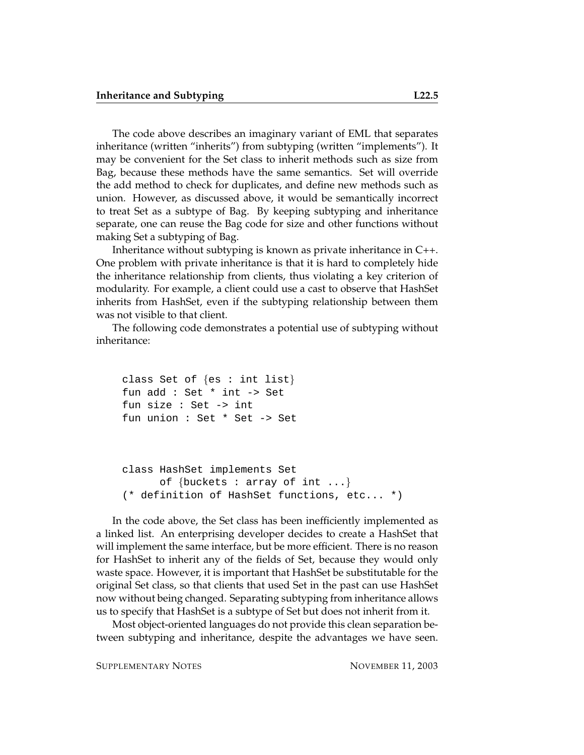The code above describes an imaginary variant of EML that separates inheritance (written "inherits") from subtyping (written "implements"). It may be convenient for the Set class to inherit methods such as size from Bag, because these methods have the same semantics. Set will override the add method to check for duplicates, and define new methods such as union. However, as discussed above, it would be semantically incorrect to treat Set as a subtype of Bag. By keeping subtyping and inheritance separate, one can reuse the Bag code for size and other functions without making Set a subtyping of Bag.

Inheritance without subtyping is known as private inheritance in C++. One problem with private inheritance is that it is hard to completely hide the inheritance relationship from clients, thus violating a key criterion of modularity. For example, a client could use a cast to observe that HashSet inherits from HashSet, even if the subtyping relationship between them was not visible to that client.

The following code demonstrates a potential use of subtyping without inheritance:

```
class Set of {es : int list}
fun add : Set * int -> Set
fun size : Set -> int
fun union : Set * Set -> Set


class HashSet implements Set
      of {buckets : array of int ...}
(* definition of HashSet functions, etc... *)
```

In the code above, the Set class has been inefficiently implemented as a linked list. An enterprising developer decides to create a HashSet that will implement the same interface, but be more efficient. There is no reason for HashSet to inherit any of the fields of Set, because they would only waste space. However, it is important that HashSet be substitutable for the original Set class, so that clients that used Set in the past can use HashSet now without being changed. Separating subtyping from inheritance allows us to specify that HashSet is a subtype of Set but does not inherit from it.

Most object-oriented languages do not provide this clean separation between subtyping and inheritance, despite the advantages we have seen.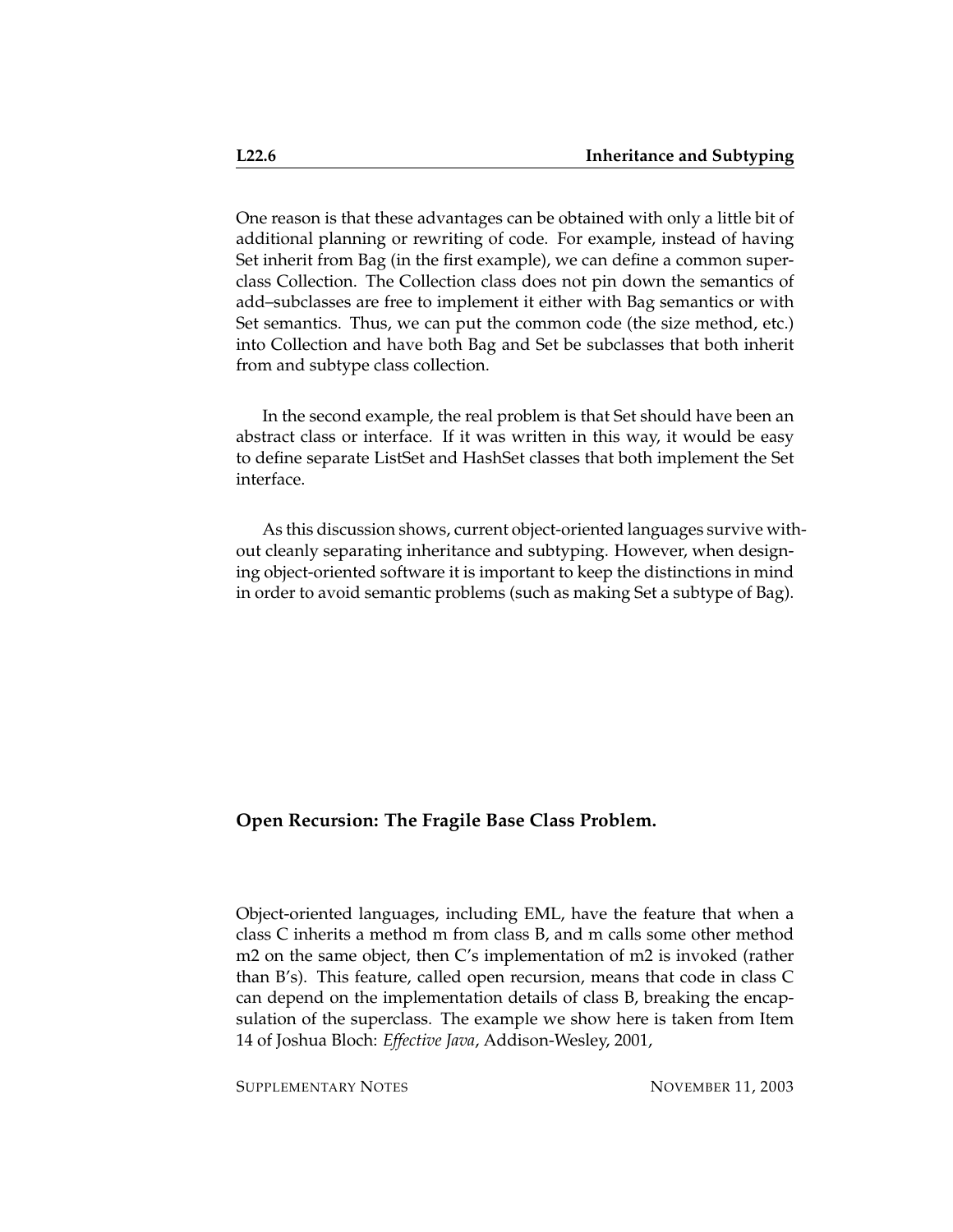One reason is that these advantages can be obtained with only a little bit of additional planning or rewriting of code. For example, instead of having Set inherit from Bag (in the first example), we can define a common superclass Collection. The Collection class does not pin down the semantics of add–subclasses are free to implement it either with Bag semantics or with Set semantics. Thus, we can put the common code (the size method, etc.) into Collection and have both Bag and Set be subclasses that both inherit from and subtype class collection.

In the second example, the real problem is that Set should have been an abstract class or interface. If it was written in this way, it would be easy to define separate ListSet and HashSet classes that both implement the Set interface.

As this discussion shows, current object-oriented languages survive without cleanly separating inheritance and subtyping. However, when designing object-oriented software it is important to keep the distinctions in mind in order to avoid semantic problems (such as making Set a subtype of Bag).

**Open Recursion: The Fragile Base Class Problem.**

Object-oriented languages, including EML, have the feature that when a class C inherits a method m from class B, and m calls some other method m2 on the same object, then C's implementation of m2 is invoked (rather than B's). This feature, called open recursion, means that code in class C can depend on the implementation details of class B, breaking the encapsulation of the superclass. The example we show here is taken from Item 14 of Joshua Bloch: *Effective Java*, Addison-Wesley, 2001,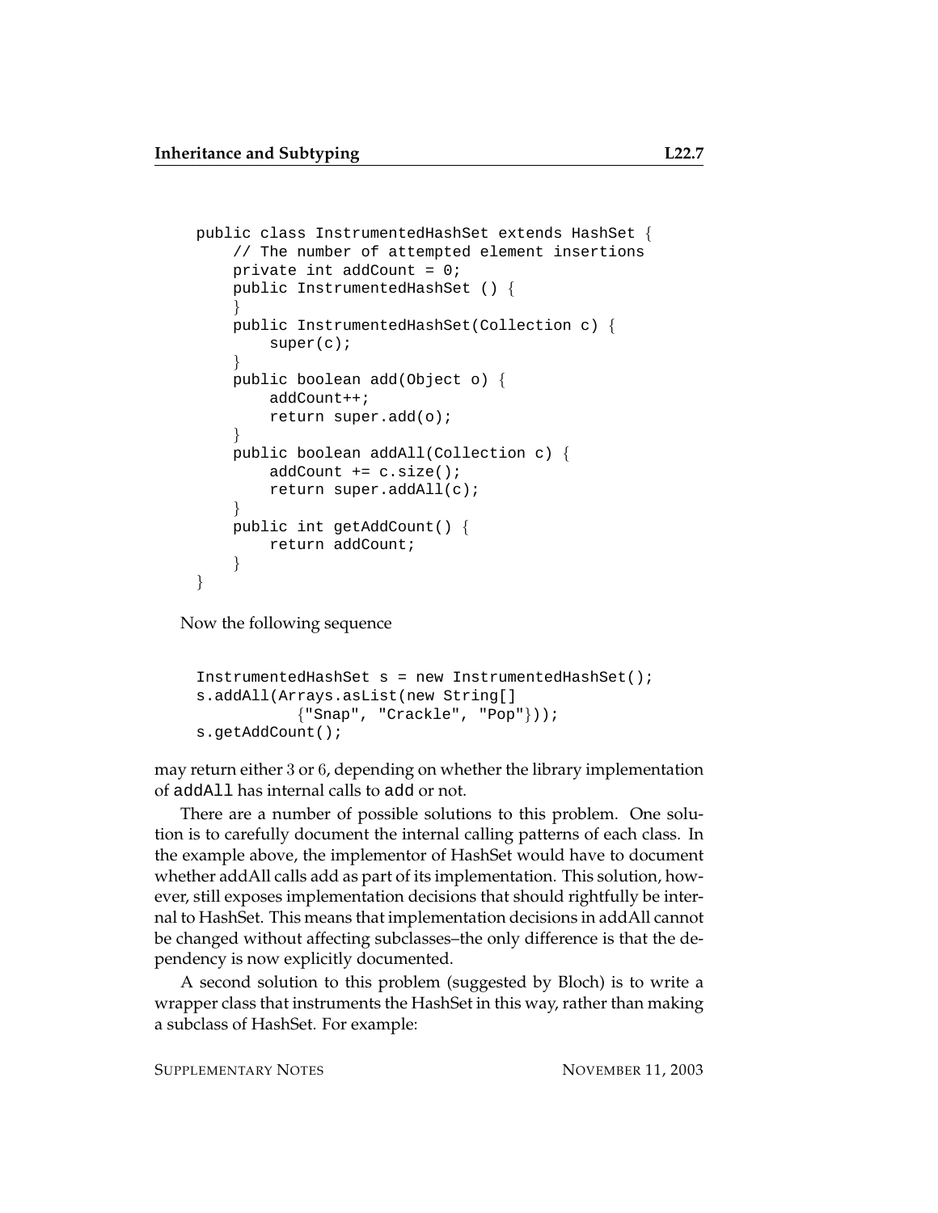```
public class InstrumentedHashSet extends HashSet {
    // The number of attempted element insertions
    private int addCount = 0;
    public InstrumentedHashSet () {
    }
    public InstrumentedHashSet(Collection c) {
        super(c);
    }
    public boolean add(Object o) {
        addCount++;
        return super.add(o);
    }
    public boolean addAll(Collection c) {
        addCount += c.size();
        return super.addAll(c);
    }
    public int getAddCount() {
        return addCount;
    }
}
```

Now the following sequence

```
InstrumentedHashSet s = new InstrumentedHashSet();
s.addAll(Arrays.asList(new String[]
           {"Snap", "Crackle", "Pop"}));
s.getAddCount();
```

may return either $3$ or $6$, depending on whether the library implementation of `addAll` has internal calls to `add` or not.

There are a number of possible solutions to this problem. One solution is to carefully document the internal calling patterns of each class. In the example above, the implementor of HashSet would have to document whether addAll calls add as part of its implementation. This solution, however, still exposes implementation decisions that should rightfully be internal to HashSet. This means that implementation decisions in addAll cannot be changed without affecting subclasses–the only difference is that the dependency is now explicitly documented.

A second solution to this problem (suggested by Bloch) is to write a wrapper class that instruments the HashSet in this way, rather than making a subclass of HashSet. For example: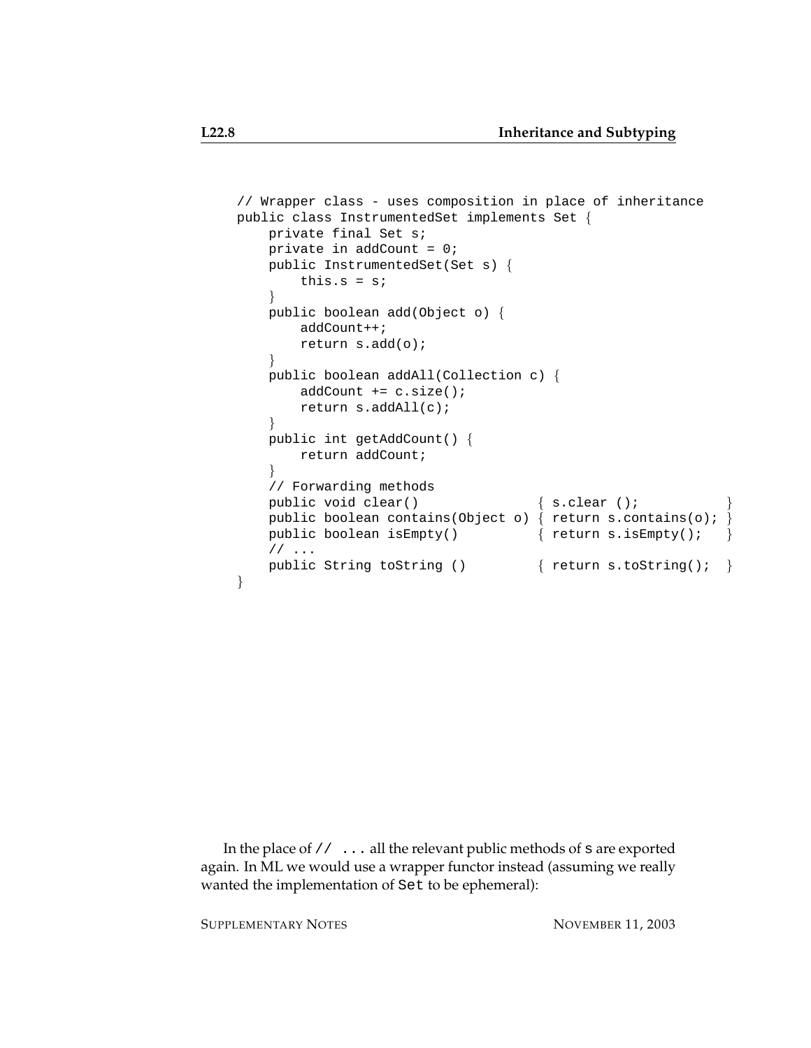```
// Wrapper class - uses composition in place of inheritance
public class InstrumentedSet implements Set {
    private final Set s;
    private in addCount = 0;
    public InstrumentedSet(Set s) {
        this.s = s;
    }
    public boolean add(Object o) {
        addCount++;
        return s.add(o);
    }
    public boolean addAll(Collection c) {
        addCount += c.size();
        return s.addAll(c);
    }
    public int getAddCount() {
        return addCount;
    }
    // Forwarding methods
    public void clear()               { s.clear ();           }
    public boolean contains(Object o) { return s.contains(o); }
    public boolean isEmpty()          { return s.isEmpty();   }
    // ...
    public String toString ()         { return s.toString();  }
}
```

In the place of `// ...` all the relevant public methods of `s` are exported again. In ML we would use a wrapper functor instead (assuming we really wanted the implementation of `Set` to be ephemeral):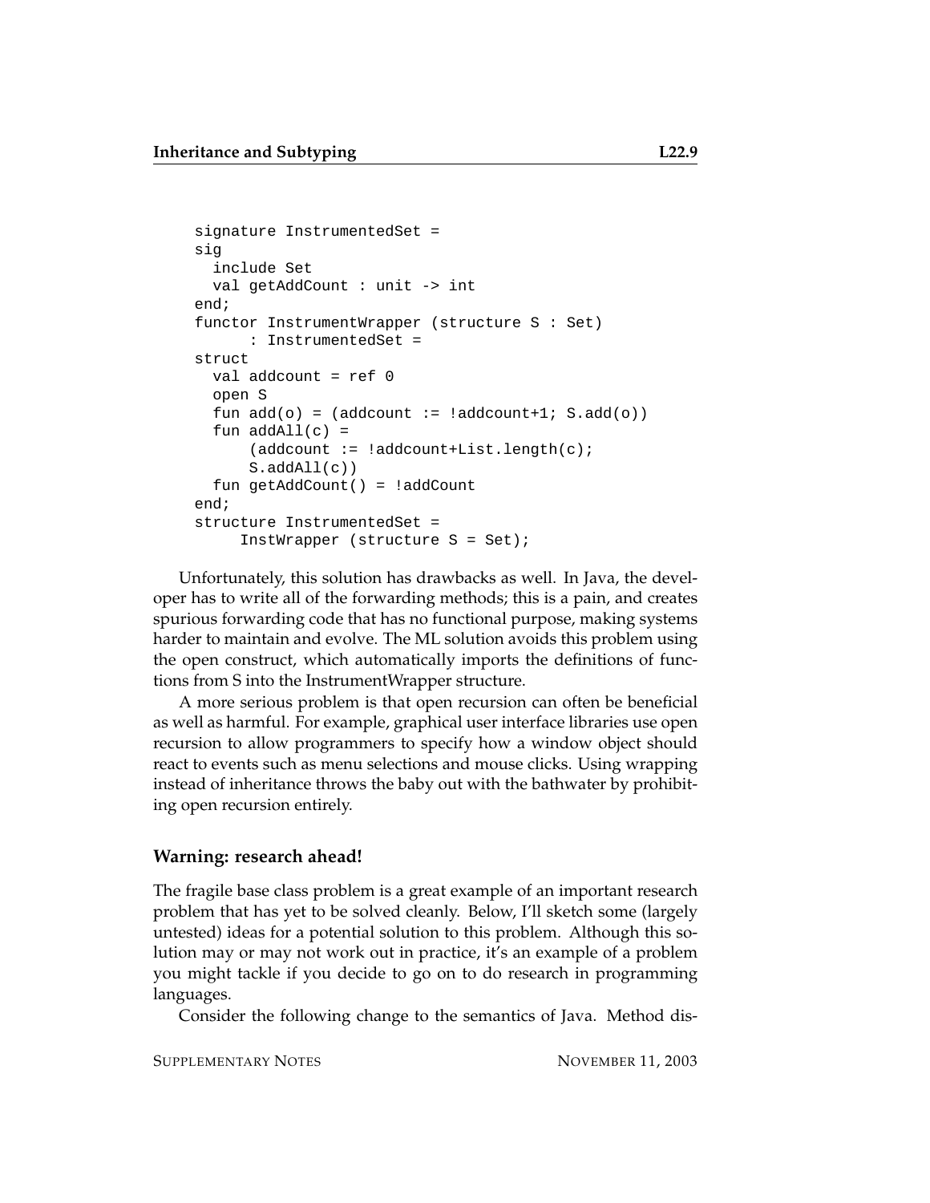```
signature InstrumentedSet =
sig
  include Set
  val getAddCount : unit -> int
end;
functor InstrumentWrapper (structure S : Set)
      : InstrumentedSet =
struct
  val addcount = ref 0
  open S
  fun add(o) = (addcount := !addcount+1; S.add(o))
  fun addAll(c) =
      (addcount := !addcount+List.length(c);
      S.addAll(c))
  fun getAddCount() = !addCount
end;
structure InstrumentedSet =
     InstWrapper (structure S = Set);
```

Unfortunately, this solution has drawbacks as well. In Java, the developer has to write all of the forwarding methods; this is a pain, and creates spurious forwarding code that has no functional purpose, making systems harder to maintain and evolve. The ML solution avoids this problem using the open construct, which automatically imports the definitions of functions from S into the InstrumentWrapper structure.

A more serious problem is that open recursion can often be beneficial as well as harmful. For example, graphical user interface libraries use open recursion to allow programmers to specify how a window object should react to events such as menu selections and mouse clicks. Using wrapping instead of inheritance throws the baby out with the bathwater by prohibiting open recursion entirely.

### Warning: research ahead!

The fragile base class problem is a great example of an important research problem that has yet to be solved cleanly. Below, I'll sketch some (largely untested) ideas for a potential solution to this problem. Although this solution may or may not work out in practice, it's an example of a problem you might tackle if you decide to go on to do research in programming languages.

Consider the following change to the semantics of Java. Method dis-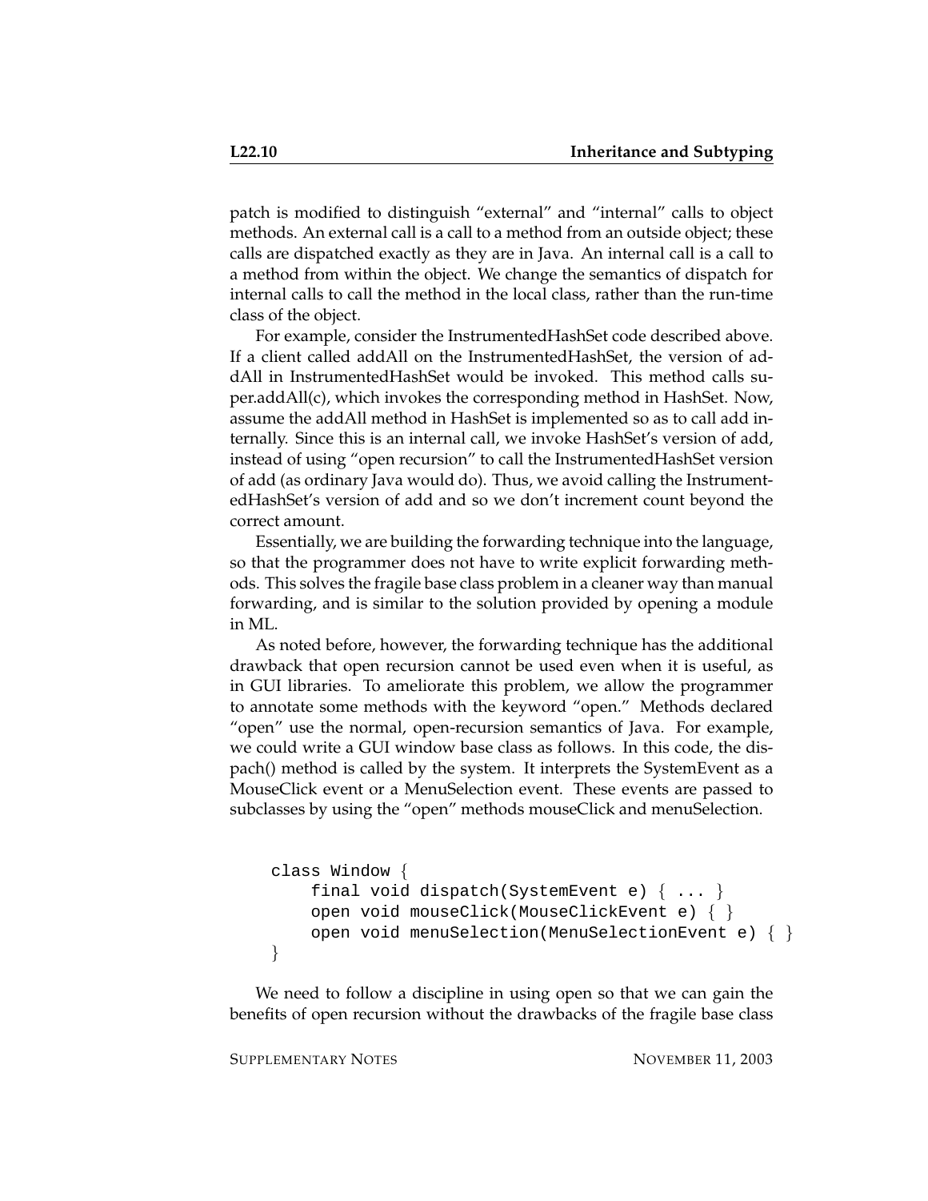patch is modified to distinguish "external" and "internal" calls to object methods. An external call is a call to a method from an outside object; these calls are dispatched exactly as they are in Java. An internal call is a call to a method from within the object. We change the semantics of dispatch for internal calls to call the method in the local class, rather than the run-time class of the object.

For example, consider the InstrumentedHashSet code described above. If a client called addAll on the InstrumentedHashSet, the version of addAll in InstrumentedHashSet would be invoked. This method calls super.addAll(c), which invokes the corresponding method in HashSet. Now, assume the addAll method in HashSet is implemented so as to call add internally. Since this is an internal call, we invoke HashSet's version of add, instead of using "open recursion" to call the InstrumentedHashSet version of add (as ordinary Java would do). Thus, we avoid calling the InstrumentedHashSet's version of add and so we don't increment count beyond the correct amount.

Essentially, we are building the forwarding technique into the language, so that the programmer does not have to write explicit forwarding methods. This solves the fragile base class problem in a cleaner way than manual forwarding, and is similar to the solution provided by opening a module in ML.

As noted before, however, the forwarding technique has the additional drawback that open recursion cannot be used even when it is useful, as in GUI libraries. To ameliorate this problem, we allow the programmer to annotate some methods with the keyword "open." Methods declared "open" use the normal, open-recursion semantics of Java. For example, we could write a GUI window base class as follows. In this code, the dispatch() method is called by the system. It interprets the SystemEvent as a MouseClick event or a MenuSelection event. These events are passed to subclasses by using the "open" methods mouseClick and menuSelection.

```
class Window {
    final void dispatch(SystemEvent e) { ... }
    open void mouseClick(MouseClickEvent e) { }
    open void menuSelection(MenuSelectionEvent e) { }
}
```

We need to follow a discipline in using open so that we can gain the benefits of open recursion without the drawbacks of the fragile base class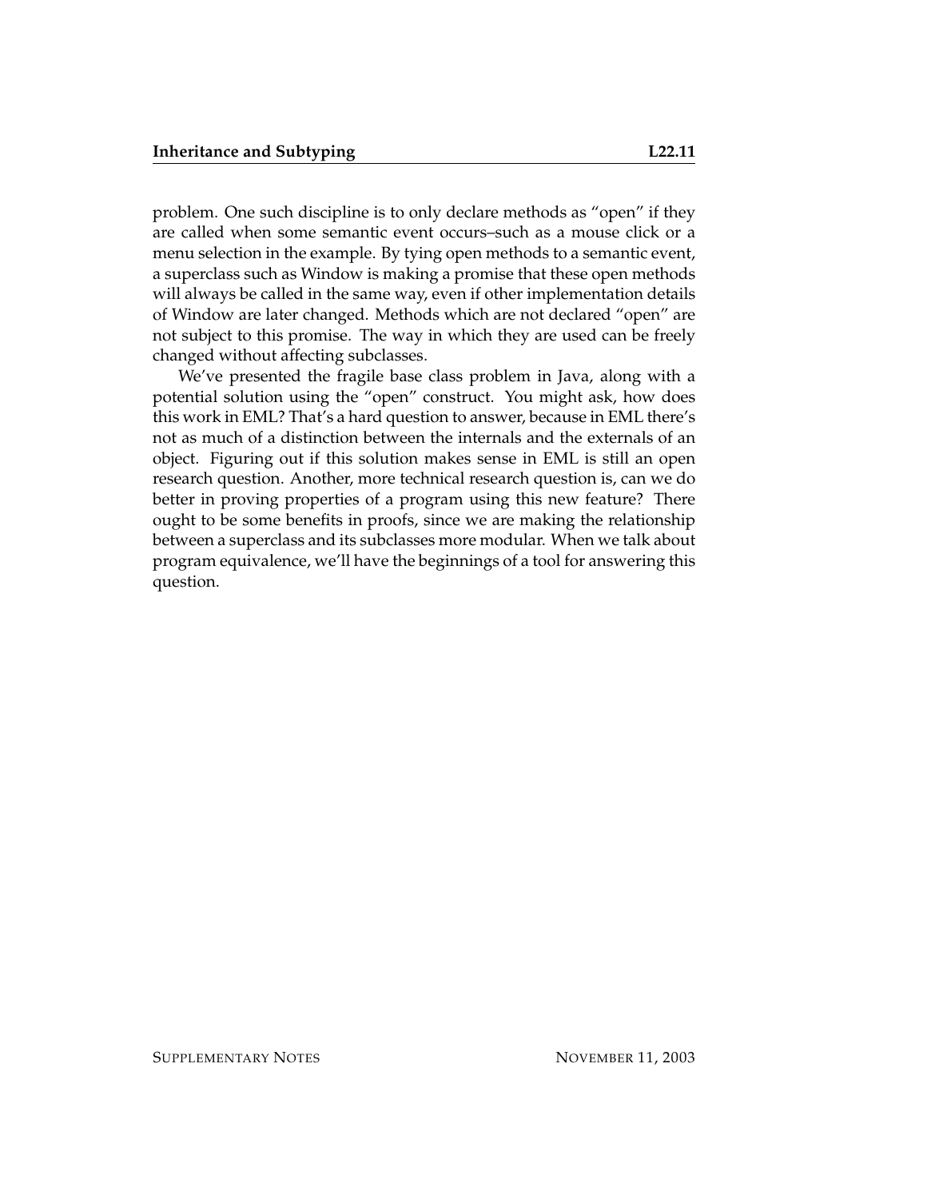problem. One such discipline is to only declare methods as "open" if they are called when some semantic event occurs–such as a mouse click or a menu selection in the example. By tying open methods to a semantic event, a superclass such as Window is making a promise that these open methods will always be called in the same way, even if other implementation details of Window are later changed. Methods which are not declared "open" are not subject to this promise. The way in which they are used can be freely changed without affecting subclasses.

We've presented the fragile base class problem in Java, along with a potential solution using the "open" construct. You might ask, how does this work in EML? That's a hard question to answer, because in EML there's not as much of a distinction between the internals and the externals of an object. Figuring out if this solution makes sense in EML is still an open research question. Another, more technical research question is, can we do better in proving properties of a program using this new feature? There ought to be some benefits in proofs, since we are making the relationship between a superclass and its subclasses more modular. When we talk about program equivalence, we'll have the beginnings of a tool for answering this question.